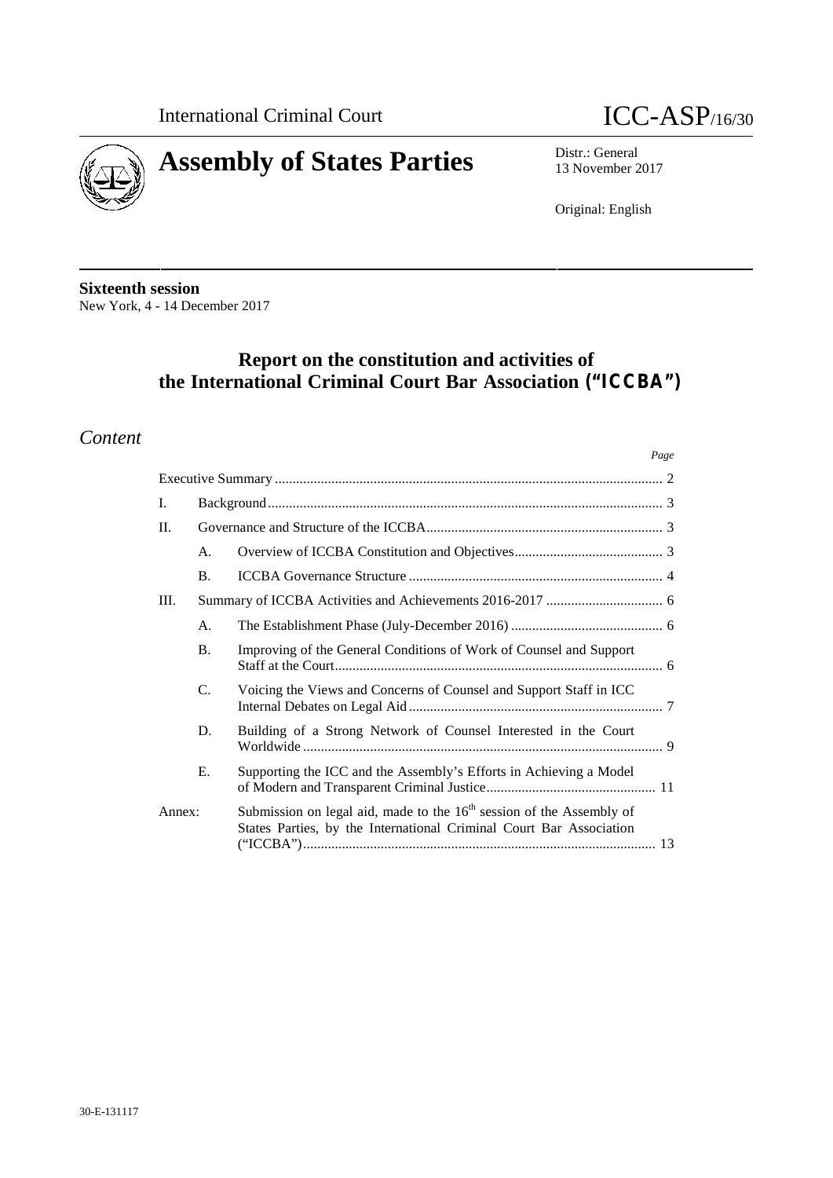International Criminal Court

# ICC-ASP/16/30

# Assembly of States Parties

Distr.: General
13 November 2017

Original: English

**Sixteenth session**
New York, 4 - 14 December 2017

## Report on the constitution and activities of the International Criminal Court Bar Association ("ICCBA")

## *Content*

| | | | *Page* |
|---|---|---|---|
| Executive Summary | | | 2 |
| I. | Background | | 3 |
| II. | Governance and Structure of the ICCBA | | 3 |
| | A. | Overview of ICCBA Constitution and Objectives | 3 |
| | B. | ICCBA Governance Structure | 4 |
| III. | Summary of ICCBA Activities and Achievements 2016-2017 | | 6 |
| | A. | The Establishment Phase (July-December 2016) | 6 |
| | B. | Improving of the General Conditions of Work of Counsel and Support Staff at the Court | 6 |
| | C. | Voicing the Views and Concerns of Counsel and Support Staff in ICC Internal Debates on Legal Aid | 7 |
| | D. | Building of a Strong Network of Counsel Interested in the Court Worldwide | 9 |
| | E. | Supporting the ICC and the Assembly's Efforts in Achieving a Model of Modern and Transparent Criminal Justice | 11 |
| Annex: | | Submission on legal aid, made to the 16th session of the Assembly of States Parties, by the International Criminal Court Bar Association ("ICCBA") | 13 |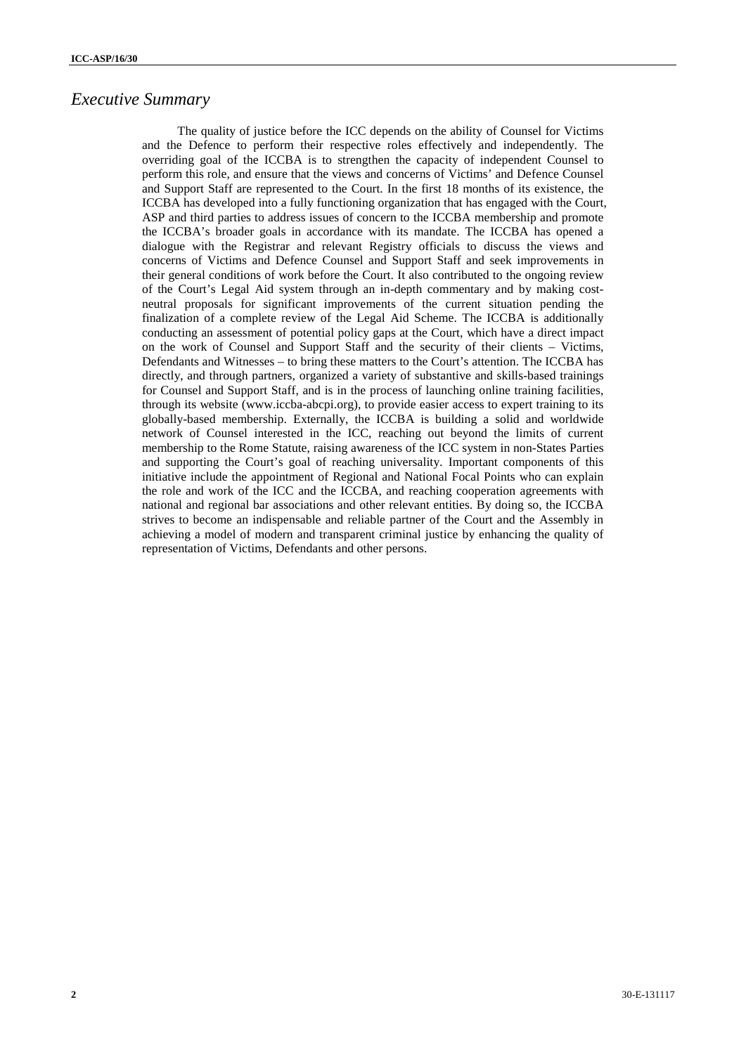# *Executive Summary*

The quality of justice before the ICC depends on the ability of Counsel for Victims and the Defence to perform their respective roles effectively and independently. The overriding goal of the ICCBA is to strengthen the capacity of independent Counsel to perform this role, and ensure that the views and concerns of Victims' and Defence Counsel and Support Staff are represented to the Court. In the first 18 months of its existence, the ICCBA has developed into a fully functioning organization that has engaged with the Court, ASP and third parties to address issues of concern to the ICCBA membership and promote the ICCBA's broader goals in accordance with its mandate. The ICCBA has opened a dialogue with the Registrar and relevant Registry officials to discuss the views and concerns of Victims and Defence Counsel and Support Staff and seek improvements in their general conditions of work before the Court. It also contributed to the ongoing review of the Court's Legal Aid system through an in-depth commentary and by making cost-neutral proposals for significant improvements of the current situation pending the finalization of a complete review of the Legal Aid Scheme. The ICCBA is additionally conducting an assessment of potential policy gaps at the Court, which have a direct impact on the work of Counsel and Support Staff and the security of their clients – Victims, Defendants and Witnesses – to bring these matters to the Court's attention. The ICCBA has directly, and through partners, organized a variety of substantive and skills-based trainings for Counsel and Support Staff, and is in the process of launching online training facilities, through its website (www.iccba-abcpi.org), to provide easier access to expert training to its globally-based membership. Externally, the ICCBA is building a solid and worldwide network of Counsel interested in the ICC, reaching out beyond the limits of current membership to the Rome Statute, raising awareness of the ICC system in non-States Parties and supporting the Court's goal of reaching universality. Important components of this initiative include the appointment of Regional and National Focal Points who can explain the role and work of the ICC and the ICCBA, and reaching cooperation agreements with national and regional bar associations and other relevant entities. By doing so, the ICCBA strives to become an indispensable and reliable partner of the Court and the Assembly in achieving a model of modern and transparent criminal justice by enhancing the quality of representation of Victims, Defendants and other persons.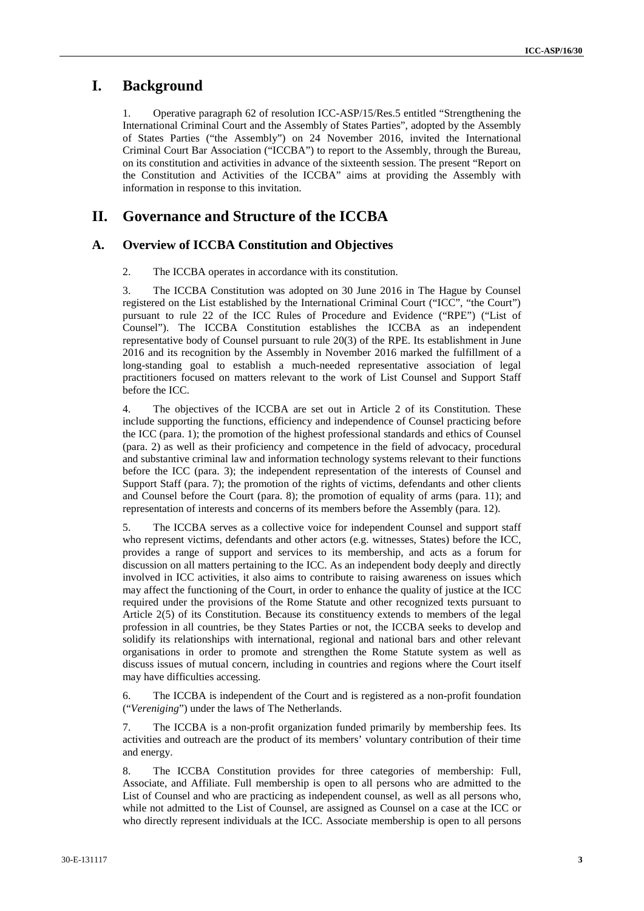# I. Background

1. Operative paragraph 62 of resolution ICC-ASP/15/Res.5 entitled "Strengthening the International Criminal Court and the Assembly of States Parties", adopted by the Assembly of States Parties ("the Assembly") on 24 November 2016, invited the International Criminal Court Bar Association ("ICCBA") to report to the Assembly, through the Bureau, on its constitution and activities in advance of the sixteenth session. The present "Report on the Constitution and Activities of the ICCBA" aims at providing the Assembly with information in response to this invitation.

# II. Governance and Structure of the ICCBA

## A. Overview of ICCBA Constitution and Objectives

2. The ICCBA operates in accordance with its constitution.

3. The ICCBA Constitution was adopted on 30 June 2016 in The Hague by Counsel registered on the List established by the International Criminal Court ("ICC", "the Court") pursuant to rule 22 of the ICC Rules of Procedure and Evidence ("RPE") ("List of Counsel"). The ICCBA Constitution establishes the ICCBA as an independent representative body of Counsel pursuant to rule 20(3) of the RPE. Its establishment in June 2016 and its recognition by the Assembly in November 2016 marked the fulfillment of a long-standing goal to establish a much-needed representative association of legal practitioners focused on matters relevant to the work of List Counsel and Support Staff before the ICC.

4. The objectives of the ICCBA are set out in Article 2 of its Constitution. These include supporting the functions, efficiency and independence of Counsel practicing before the ICC (para. 1); the promotion of the highest professional standards and ethics of Counsel (para. 2) as well as their proficiency and competence in the field of advocacy, procedural and substantive criminal law and information technology systems relevant to their functions before the ICC (para. 3); the independent representation of the interests of Counsel and Support Staff (para. 7); the promotion of the rights of victims, defendants and other clients and Counsel before the Court (para. 8); the promotion of equality of arms (para. 11); and representation of interests and concerns of its members before the Assembly (para. 12).

5. The ICCBA serves as a collective voice for independent Counsel and support staff who represent victims, defendants and other actors (e.g. witnesses, States) before the ICC, provides a range of support and services to its membership, and acts as a forum for discussion on all matters pertaining to the ICC. As an independent body deeply and directly involved in ICC activities, it also aims to contribute to raising awareness on issues which may affect the functioning of the Court, in order to enhance the quality of justice at the ICC required under the provisions of the Rome Statute and other recognized texts pursuant to Article 2(5) of its Constitution. Because its constituency extends to members of the legal profession in all countries, be they States Parties or not, the ICCBA seeks to develop and solidify its relationships with international, regional and national bars and other relevant organisations in order to promote and strengthen the Rome Statute system as well as discuss issues of mutual concern, including in countries and regions where the Court itself may have difficulties accessing.

6. The ICCBA is independent of the Court and is registered as a non-profit foundation ("*Vereniging*") under the laws of The Netherlands.

7. The ICCBA is a non-profit organization funded primarily by membership fees. Its activities and outreach are the product of its members' voluntary contribution of their time and energy.

8. The ICCBA Constitution provides for three categories of membership: Full, Associate, and Affiliate. Full membership is open to all persons who are admitted to the List of Counsel and who are practicing as independent counsel, as well as all persons who, while not admitted to the List of Counsel, are assigned as Counsel on a case at the ICC or who directly represent individuals at the ICC. Associate membership is open to all persons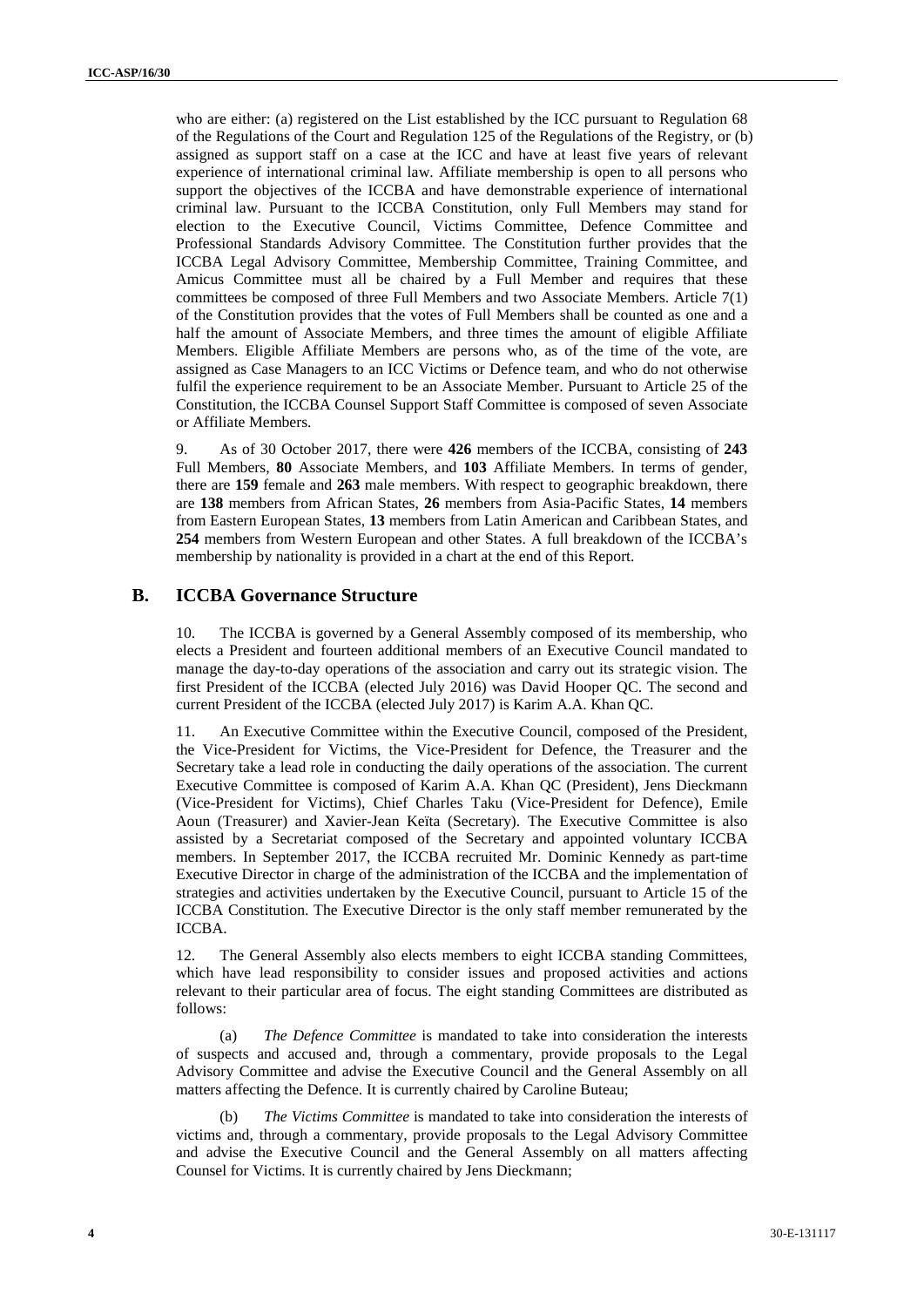who are either: (a) registered on the List established by the ICC pursuant to Regulation 68 of the Regulations of the Court and Regulation 125 of the Regulations of the Registry, or (b) assigned as support staff on a case at the ICC and have at least five years of relevant experience of international criminal law. Affiliate membership is open to all persons who support the objectives of the ICCBA and have demonstrable experience of international criminal law. Pursuant to the ICCBA Constitution, only Full Members may stand for election to the Executive Council, Victims Committee, Defence Committee and Professional Standards Advisory Committee. The Constitution further provides that the ICCBA Legal Advisory Committee, Membership Committee, Training Committee, and Amicus Committee must all be chaired by a Full Member and requires that these committees be composed of three Full Members and two Associate Members. Article 7(1) of the Constitution provides that the votes of Full Members shall be counted as one and a half the amount of Associate Members, and three times the amount of eligible Affiliate Members. Eligible Affiliate Members are persons who, as of the time of the vote, are assigned as Case Managers to an ICC Victims or Defence team, and who do not otherwise fulfil the experience requirement to be an Associate Member. Pursuant to Article 25 of the Constitution, the ICCBA Counsel Support Staff Committee is composed of seven Associate or Affiliate Members.

9. As of 30 October 2017, there were **426** members of the ICCBA, consisting of **243** Full Members, **80** Associate Members, and **103** Affiliate Members. In terms of gender, there are **159** female and **263** male members. With respect to geographic breakdown, there are **138** members from African States, **26** members from Asia-Pacific States, **14** members from Eastern European States, **13** members from Latin American and Caribbean States, and **254** members from Western European and other States. A full breakdown of the ICCBA's membership by nationality is provided in a chart at the end of this Report.

## B. ICCBA Governance Structure

10. The ICCBA is governed by a General Assembly composed of its membership, who elects a President and fourteen additional members of an Executive Council mandated to manage the day-to-day operations of the association and carry out its strategic vision. The first President of the ICCBA (elected July 2016) was David Hooper QC. The second and current President of the ICCBA (elected July 2017) is Karim A.A. Khan QC.

11. An Executive Committee within the Executive Council, composed of the President, the Vice-President for Victims, the Vice-President for Defence, the Treasurer and the Secretary take a lead role in conducting the daily operations of the association. The current Executive Committee is composed of Karim A.A. Khan QC (President), Jens Dieckmann (Vice-President for Victims), Chief Charles Taku (Vice-President for Defence), Emile Aoun (Treasurer) and Xavier-Jean Keïta (Secretary). The Executive Committee is also assisted by a Secretariat composed of the Secretary and appointed voluntary ICCBA members. In September 2017, the ICCBA recruited Mr. Dominic Kennedy as part-time Executive Director in charge of the administration of the ICCBA and the implementation of strategies and activities undertaken by the Executive Council, pursuant to Article 15 of the ICCBA Constitution. The Executive Director is the only staff member remunerated by the ICCBA.

12. The General Assembly also elects members to eight ICCBA standing Committees, which have lead responsibility to consider issues and proposed activities and actions relevant to their particular area of focus. The eight standing Committees are distributed as follows:

(a) *The Defence Committee* is mandated to take into consideration the interests of suspects and accused and, through a commentary, provide proposals to the Legal Advisory Committee and advise the Executive Council and the General Assembly on all matters affecting the Defence. It is currently chaired by Caroline Buteau;

(b) *The Victims Committee* is mandated to take into consideration the interests of victims and, through a commentary, provide proposals to the Legal Advisory Committee and advise the Executive Council and the General Assembly on all matters affecting Counsel for Victims. It is currently chaired by Jens Dieckmann;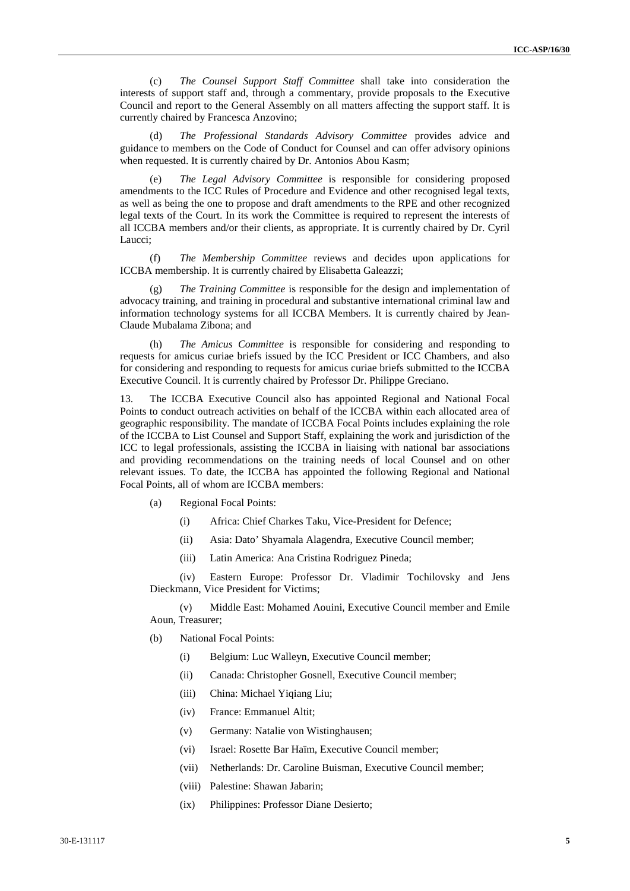(c) *The Counsel Support Staff Committee* shall take into consideration the interests of support staff and, through a commentary, provide proposals to the Executive Council and report to the General Assembly on all matters affecting the support staff. It is currently chaired by Francesca Anzovino;

(d) *The Professional Standards Advisory Committee* provides advice and guidance to members on the Code of Conduct for Counsel and can offer advisory opinions when requested. It is currently chaired by Dr. Antonios Abou Kasm;

(e) *The Legal Advisory Committee* is responsible for considering proposed amendments to the ICC Rules of Procedure and Evidence and other recognised legal texts, as well as being the one to propose and draft amendments to the RPE and other recognized legal texts of the Court. In its work the Committee is required to represent the interests of all ICCBA members and/or their clients, as appropriate. It is currently chaired by Dr. Cyril Laucci;

(f) *The Membership Committee* reviews and decides upon applications for ICCBA membership. It is currently chaired by Elisabetta Galeazzi;

(g) *The Training Committee* is responsible for the design and implementation of advocacy training, and training in procedural and substantive international criminal law and information technology systems for all ICCBA Members. It is currently chaired by Jean-Claude Mubalama Zibona; and

(h) *The Amicus Committee* is responsible for considering and responding to requests for amicus curiae briefs issued by the ICC President or ICC Chambers, and also for considering and responding to requests for amicus curiae briefs submitted to the ICCBA Executive Council. It is currently chaired by Professor Dr. Philippe Greciano.

13. The ICCBA Executive Council also has appointed Regional and National Focal Points to conduct outreach activities on behalf of the ICCBA within each allocated area of geographic responsibility. The mandate of ICCBA Focal Points includes explaining the role of the ICCBA to List Counsel and Support Staff, explaining the work and jurisdiction of the ICC to legal professionals, assisting the ICCBA in liaising with national bar associations and providing recommendations on the training needs of local Counsel and on other relevant issues. To date, the ICCBA has appointed the following Regional and National Focal Points, all of whom are ICCBA members:

(a) Regional Focal Points:

(i) Africa: Chief Charkes Taku, Vice-President for Defence;

(ii) Asia: Dato' Shyamala Alagendra, Executive Council member;

(iii) Latin America: Ana Cristina Rodriguez Pineda;

(iv) Eastern Europe: Professor Dr. Vladimir Tochilovsky and Jens Dieckmann, Vice President for Victims;

(v) Middle East: Mohamed Aouini, Executive Council member and Emile Aoun, Treasurer;

(b) National Focal Points:

(i) Belgium: Luc Walleyn, Executive Council member;

(ii) Canada: Christopher Gosnell, Executive Council member;

(iii) China: Michael Yiqiang Liu;

(iv) France: Emmanuel Altit;

(v) Germany: Natalie von Wistinghausen;

(vi) Israel: Rosette Bar Haïm, Executive Council member;

(vii) Netherlands: Dr. Caroline Buisman, Executive Council member;

(viii) Palestine: Shawan Jabarin;

(ix) Philippines: Professor Diane Desierto;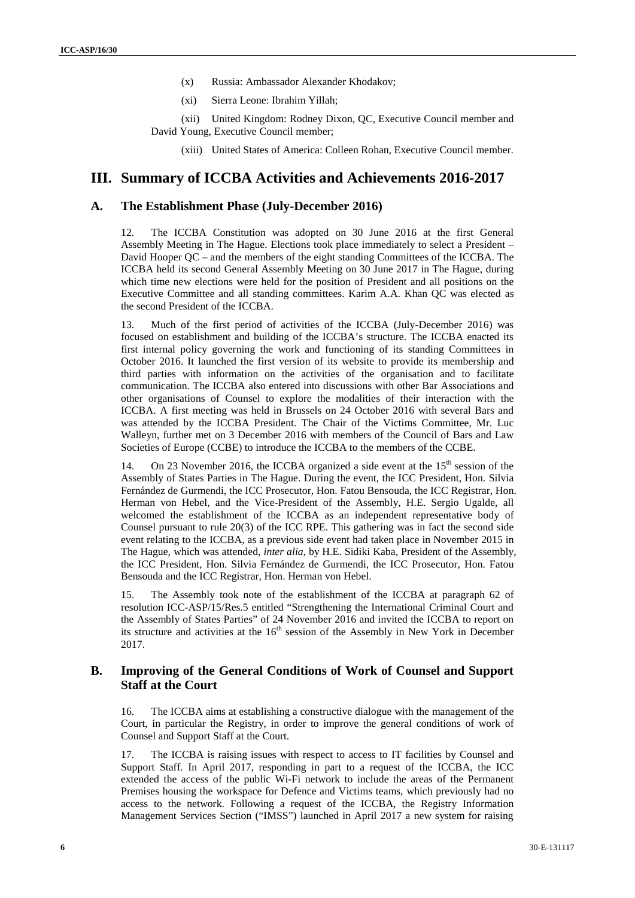(x) Russia: Ambassador Alexander Khodakov;

(xi) Sierra Leone: Ibrahim Yillah;

(xii) United Kingdom: Rodney Dixon, QC, Executive Council member and David Young, Executive Council member;

(xiii) United States of America: Colleen Rohan, Executive Council member.

# III. Summary of ICCBA Activities and Achievements 2016-2017

## A. The Establishment Phase (July-December 2016)

12. The ICCBA Constitution was adopted on 30 June 2016 at the first General Assembly Meeting in The Hague. Elections took place immediately to select a President – David Hooper QC – and the members of the eight standing Committees of the ICCBA. The ICCBA held its second General Assembly Meeting on 30 June 2017 in The Hague, during which time new elections were held for the position of President and all positions on the Executive Committee and all standing committees. Karim A.A. Khan QC was elected as the second President of the ICCBA.

13. Much of the first period of activities of the ICCBA (July-December 2016) was focused on establishment and building of the ICCBA's structure. The ICCBA enacted its first internal policy governing the work and functioning of its standing Committees in October 2016. It launched the first version of its website to provide its membership and third parties with information on the activities of the organisation and to facilitate communication. The ICCBA also entered into discussions with other Bar Associations and other organisations of Counsel to explore the modalities of their interaction with the ICCBA. A first meeting was held in Brussels on 24 October 2016 with several Bars and was attended by the ICCBA President. The Chair of the Victims Committee, Mr. Luc Walleyn, further met on 3 December 2016 with members of the Council of Bars and Law Societies of Europe (CCBE) to introduce the ICCBA to the members of the CCBE.

14. On 23 November 2016, the ICCBA organized a side event at the 15th session of the Assembly of States Parties in The Hague. During the event, the ICC President, Hon. Silvia Fernández de Gurmendi, the ICC Prosecutor, Hon. Fatou Bensouda, the ICC Registrar, Hon. Herman von Hebel, and the Vice-President of the Assembly, H.E. Sergio Ugalde, all welcomed the establishment of the ICCBA as an independent representative body of Counsel pursuant to rule 20(3) of the ICC RPE. This gathering was in fact the second side event relating to the ICCBA, as a previous side event had taken place in November 2015 in The Hague, which was attended, *inter alia*, by H.E. Sidiki Kaba, President of the Assembly, the ICC President, Hon. Silvia Fernández de Gurmendi, the ICC Prosecutor, Hon. Fatou Bensouda and the ICC Registrar, Hon. Herman von Hebel.

15. The Assembly took note of the establishment of the ICCBA at paragraph 62 of resolution ICC-ASP/15/Res.5 entitled "Strengthening the International Criminal Court and the Assembly of States Parties" of 24 November 2016 and invited the ICCBA to report on its structure and activities at the 16th session of the Assembly in New York in December 2017.

## B. Improving of the General Conditions of Work of Counsel and Support Staff at the Court

16. The ICCBA aims at establishing a constructive dialogue with the management of the Court, in particular the Registry, in order to improve the general conditions of work of Counsel and Support Staff at the Court.

17. The ICCBA is raising issues with respect to access to IT facilities by Counsel and Support Staff. In April 2017, responding in part to a request of the ICCBA, the ICC extended the access of the public Wi-Fi network to include the areas of the Permanent Premises housing the workspace for Defence and Victims teams, which previously had no access to the network. Following a request of the ICCBA, the Registry Information Management Services Section ("IMSS") launched in April 2017 a new system for raising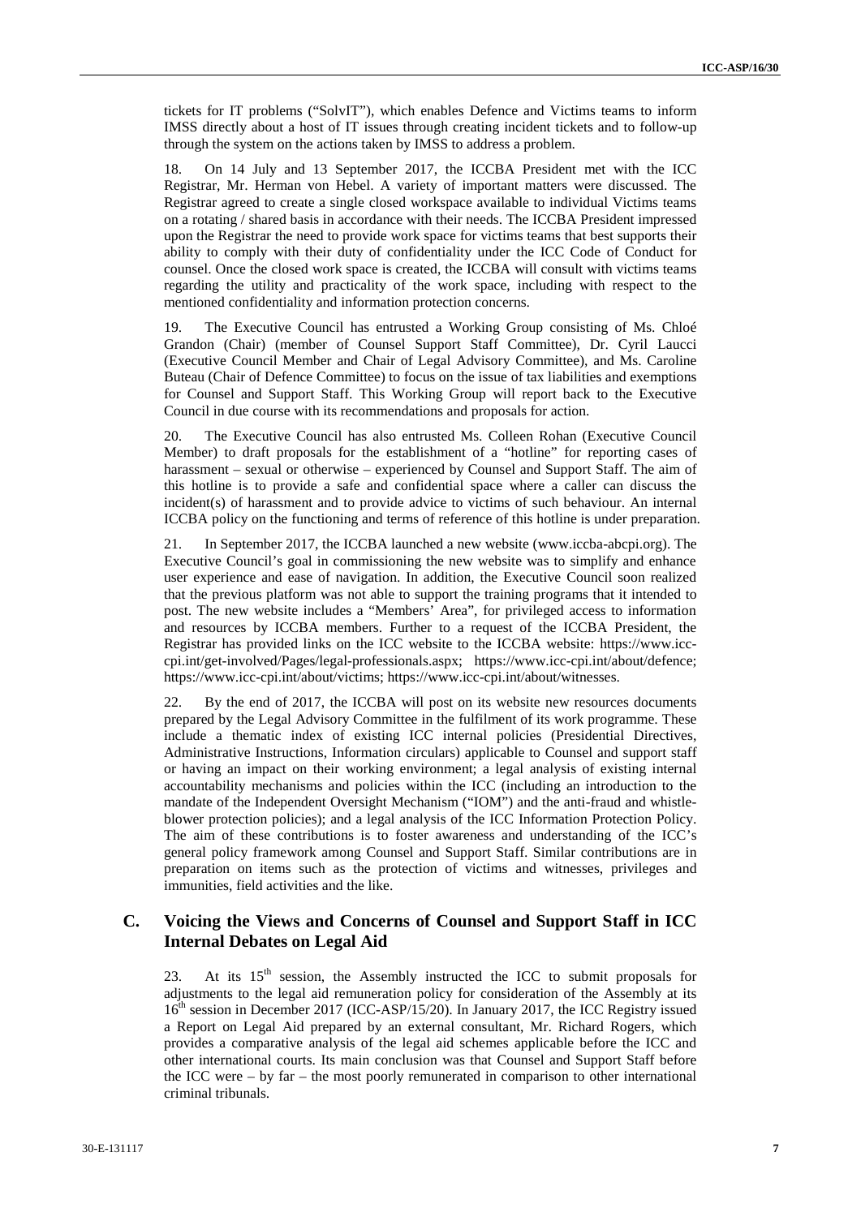tickets for IT problems ("SolvIT"), which enables Defence and Victims teams to inform IMSS directly about a host of IT issues through creating incident tickets and to follow-up through the system on the actions taken by IMSS to address a problem.

18. On 14 July and 13 September 2017, the ICCBA President met with the ICC Registrar, Mr. Herman von Hebel. A variety of important matters were discussed. The Registrar agreed to create a single closed workspace available to individual Victims teams on a rotating / shared basis in accordance with their needs. The ICCBA President impressed upon the Registrar the need to provide work space for victims teams that best supports their ability to comply with their duty of confidentiality under the ICC Code of Conduct for counsel. Once the closed work space is created, the ICCBA will consult with victims teams regarding the utility and practicality of the work space, including with respect to the mentioned confidentiality and information protection concerns.

19. The Executive Council has entrusted a Working Group consisting of Ms. Chloé Grandon (Chair) (member of Counsel Support Staff Committee), Dr. Cyril Laucci (Executive Council Member and Chair of Legal Advisory Committee), and Ms. Caroline Buteau (Chair of Defence Committee) to focus on the issue of tax liabilities and exemptions for Counsel and Support Staff. This Working Group will report back to the Executive Council in due course with its recommendations and proposals for action.

20. The Executive Council has also entrusted Ms. Colleen Rohan (Executive Council Member) to draft proposals for the establishment of a "hotline" for reporting cases of harassment – sexual or otherwise – experienced by Counsel and Support Staff. The aim of this hotline is to provide a safe and confidential space where a caller can discuss the incident(s) of harassment and to provide advice to victims of such behaviour. An internal ICCBA policy on the functioning and terms of reference of this hotline is under preparation.

21. In September 2017, the ICCBA launched a new website (www.iccba-abcpi.org). The Executive Council's goal in commissioning the new website was to simplify and enhance user experience and ease of navigation. In addition, the Executive Council soon realized that the previous platform was not able to support the training programs that it intended to post. The new website includes a "Members' Area", for privileged access to information and resources by ICCBA members. Further to a request of the ICCBA President, the Registrar has provided links on the ICC website to the ICCBA website: https://www.icc-cpi.int/get-involved/Pages/legal-professionals.aspx; https://www.icc-cpi.int/about/defence; https://www.icc-cpi.int/about/victims; https://www.icc-cpi.int/about/witnesses.

22. By the end of 2017, the ICCBA will post on its website new resources documents prepared by the Legal Advisory Committee in the fulfilment of its work programme. These include a thematic index of existing ICC internal policies (Presidential Directives, Administrative Instructions, Information circulars) applicable to Counsel and support staff or having an impact on their working environment; a legal analysis of existing internal accountability mechanisms and policies within the ICC (including an introduction to the mandate of the Independent Oversight Mechanism ("IOM") and the anti-fraud and whistle-blower protection policies); and a legal analysis of the ICC Information Protection Policy. The aim of these contributions is to foster awareness and understanding of the ICC's general policy framework among Counsel and Support Staff. Similar contributions are in preparation on items such as the protection of victims and witnesses, privileges and immunities, field activities and the like.

## C. Voicing the Views and Concerns of Counsel and Support Staff in ICC Internal Debates on Legal Aid

23. At its 15th session, the Assembly instructed the ICC to submit proposals for adjustments to the legal aid remuneration policy for consideration of the Assembly at its 16th session in December 2017 (ICC-ASP/15/20). In January 2017, the ICC Registry issued a Report on Legal Aid prepared by an external consultant, Mr. Richard Rogers, which provides a comparative analysis of the legal aid schemes applicable before the ICC and other international courts. Its main conclusion was that Counsel and Support Staff before the ICC were – by far – the most poorly remunerated in comparison to other international criminal tribunals.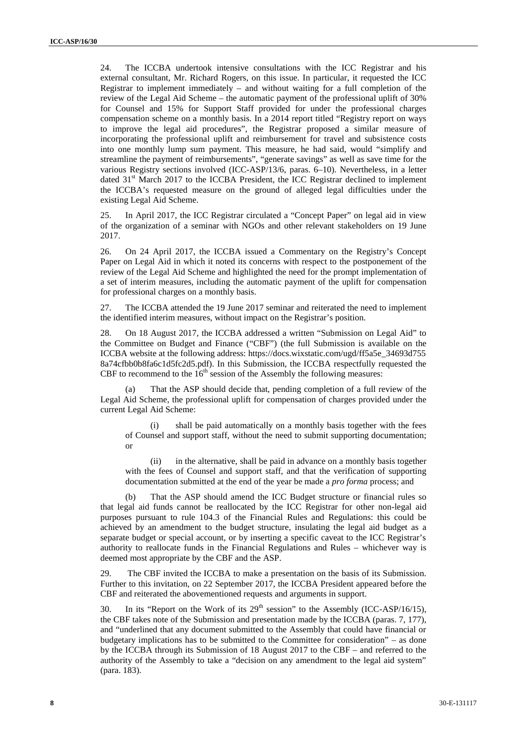24. The ICCBA undertook intensive consultations with the ICC Registrar and his external consultant, Mr. Richard Rogers, on this issue. In particular, it requested the ICC Registrar to implement immediately – and without waiting for a full completion of the review of the Legal Aid Scheme – the automatic payment of the professional uplift of 30% for Counsel and 15% for Support Staff provided for under the professional charges compensation scheme on a monthly basis. In a 2014 report titled "Registry report on ways to improve the legal aid procedures", the Registrar proposed a similar measure of incorporating the professional uplift and reimbursement for travel and subsistence costs into one monthly lump sum payment. This measure, he had said, would "simplify and streamline the payment of reimbursements", "generate savings" as well as save time for the various Registry sections involved (ICC-ASP/13/6, paras. 6–10). Nevertheless, in a letter dated 31st March 2017 to the ICCBA President, the ICC Registrar declined to implement the ICCBA's requested measure on the ground of alleged legal difficulties under the existing Legal Aid Scheme.

25. In April 2017, the ICC Registrar circulated a "Concept Paper" on legal aid in view of the organization of a seminar with NGOs and other relevant stakeholders on 19 June 2017.

26. On 24 April 2017, the ICCBA issued a Commentary on the Registry's Concept Paper on Legal Aid in which it noted its concerns with respect to the postponement of the review of the Legal Aid Scheme and highlighted the need for the prompt implementation of a set of interim measures, including the automatic payment of the uplift for compensation for professional charges on a monthly basis.

27. The ICCBA attended the 19 June 2017 seminar and reiterated the need to implement the identified interim measures, without impact on the Registrar's position.

28. On 18 August 2017, the ICCBA addressed a written "Submission on Legal Aid" to the Committee on Budget and Finance ("CBF") (the full Submission is available on the ICCBA website at the following address: https://docs.wixstatic.com/ugd/ff5a5e_34693d755 8a74cfbb0b8fa6c1d5fc2d5.pdf). In this Submission, the ICCBA respectfully requested the CBF to recommend to the 16th session of the Assembly the following measures:

(a) That the ASP should decide that, pending completion of a full review of the Legal Aid Scheme, the professional uplift for compensation of charges provided under the current Legal Aid Scheme:

(i) shall be paid automatically on a monthly basis together with the fees of Counsel and support staff, without the need to submit supporting documentation; or

(ii) in the alternative, shall be paid in advance on a monthly basis together with the fees of Counsel and support staff, and that the verification of supporting documentation submitted at the end of the year be made a *pro forma* process; and

(b) That the ASP should amend the ICC Budget structure or financial rules so that legal aid funds cannot be reallocated by the ICC Registrar for other non-legal aid purposes pursuant to rule 104.3 of the Financial Rules and Regulations: this could be achieved by an amendment to the budget structure, insulating the legal aid budget as a separate budget or special account, or by inserting a specific caveat to the ICC Registrar's authority to reallocate funds in the Financial Regulations and Rules – whichever way is deemed most appropriate by the CBF and the ASP.

29. The CBF invited the ICCBA to make a presentation on the basis of its Submission. Further to this invitation, on 22 September 2017, the ICCBA President appeared before the CBF and reiterated the abovementioned requests and arguments in support.

30. In its "Report on the Work of its 29th session" to the Assembly (ICC-ASP/16/15), the CBF takes note of the Submission and presentation made by the ICCBA (paras. 7, 177), and "underlined that any document submitted to the Assembly that could have financial or budgetary implications has to be submitted to the Committee for consideration" – as done by the ICCBA through its Submission of 18 August 2017 to the CBF – and referred to the authority of the Assembly to take a "decision on any amendment to the legal aid system" (para. 183).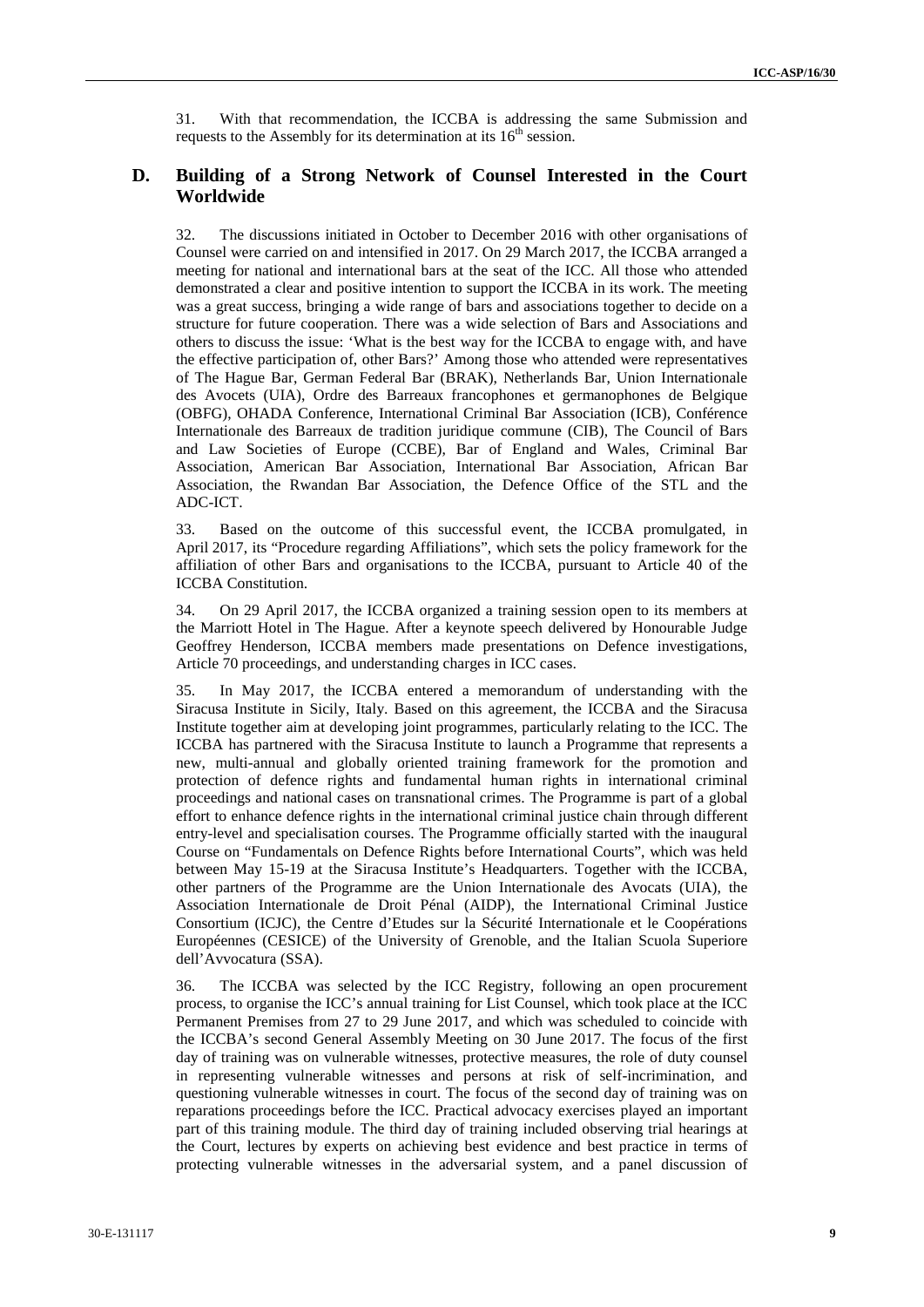31. With that recommendation, the ICCBA is addressing the same Submission and requests to the Assembly for its determination at its 16th session.

## D. Building of a Strong Network of Counsel Interested in the Court Worldwide

32. The discussions initiated in October to December 2016 with other organisations of Counsel were carried on and intensified in 2017. On 29 March 2017, the ICCBA arranged a meeting for national and international bars at the seat of the ICC. All those who attended demonstrated a clear and positive intention to support the ICCBA in its work. The meeting was a great success, bringing a wide range of bars and associations together to decide on a structure for future cooperation. There was a wide selection of Bars and Associations and others to discuss the issue: 'What is the best way for the ICCBA to engage with, and have the effective participation of, other Bars?' Among those who attended were representatives of The Hague Bar, German Federal Bar (BRAK), Netherlands Bar, Union Internationale des Avocets (UIA), Ordre des Barreaux francophones et germanophones de Belgique (OBFG), OHADA Conference, International Criminal Bar Association (ICB), Conférence Internationale des Barreaux de tradition juridique commune (CIB), The Council of Bars and Law Societies of Europe (CCBE), Bar of England and Wales, Criminal Bar Association, American Bar Association, International Bar Association, African Bar Association, the Rwandan Bar Association, the Defence Office of the STL and the ADC-ICT.

33. Based on the outcome of this successful event, the ICCBA promulgated, in April 2017, its "Procedure regarding Affiliations", which sets the policy framework for the affiliation of other Bars and organisations to the ICCBA, pursuant to Article 40 of the ICCBA Constitution.

34. On 29 April 2017, the ICCBA organized a training session open to its members at the Marriott Hotel in The Hague. After a keynote speech delivered by Honourable Judge Geoffrey Henderson, ICCBA members made presentations on Defence investigations, Article 70 proceedings, and understanding charges in ICC cases.

35. In May 2017, the ICCBA entered a memorandum of understanding with the Siracusa Institute in Sicily, Italy. Based on this agreement, the ICCBA and the Siracusa Institute together aim at developing joint programmes, particularly relating to the ICC. The ICCBA has partnered with the Siracusa Institute to launch a Programme that represents a new, multi-annual and globally oriented training framework for the promotion and protection of defence rights and fundamental human rights in international criminal proceedings and national cases on transnational crimes. The Programme is part of a global effort to enhance defence rights in the international criminal justice chain through different entry-level and specialisation courses. The Programme officially started with the inaugural Course on "Fundamentals on Defence Rights before International Courts", which was held between May 15-19 at the Siracusa Institute's Headquarters. Together with the ICCBA, other partners of the Programme are the Union Internationale des Avocats (UIA), the Association Internationale de Droit Pénal (AIDP), the International Criminal Justice Consortium (ICJC), the Centre d'Etudes sur la Sécurité Internationale et le Coopérations Européennes (CESICE) of the University of Grenoble, and the Italian Scuola Superiore dell'Avvocatura (SSA).

36. The ICCBA was selected by the ICC Registry, following an open procurement process, to organise the ICC's annual training for List Counsel, which took place at the ICC Permanent Premises from 27 to 29 June 2017, and which was scheduled to coincide with the ICCBA's second General Assembly Meeting on 30 June 2017. The focus of the first day of training was on vulnerable witnesses, protective measures, the role of duty counsel in representing vulnerable witnesses and persons at risk of self-incrimination, and questioning vulnerable witnesses in court. The focus of the second day of training was on reparations proceedings before the ICC. Practical advocacy exercises played an important part of this training module. The third day of training included observing trial hearings at the Court, lectures by experts on achieving best evidence and best practice in terms of protecting vulnerable witnesses in the adversarial system, and a panel discussion of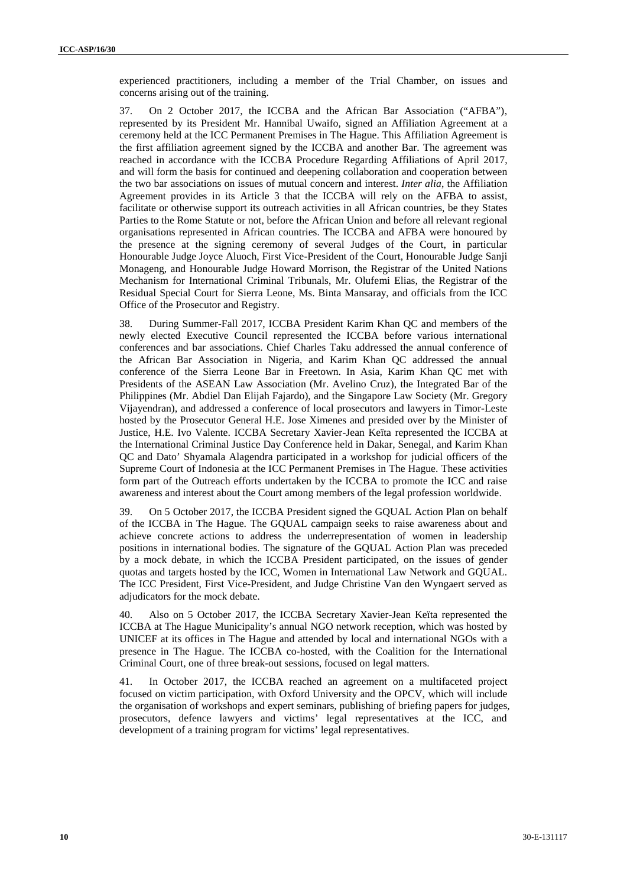experienced practitioners, including a member of the Trial Chamber, on issues and concerns arising out of the training.

37. On 2 October 2017, the ICCBA and the African Bar Association ("AFBA"), represented by its President Mr. Hannibal Uwaifo, signed an Affiliation Agreement at a ceremony held at the ICC Permanent Premises in The Hague. This Affiliation Agreement is the first affiliation agreement signed by the ICCBA and another Bar. The agreement was reached in accordance with the ICCBA Procedure Regarding Affiliations of April 2017, and will form the basis for continued and deepening collaboration and cooperation between the two bar associations on issues of mutual concern and interest. *Inter alia*, the Affiliation Agreement provides in its Article 3 that the ICCBA will rely on the AFBA to assist, facilitate or otherwise support its outreach activities in all African countries, be they States Parties to the Rome Statute or not, before the African Union and before all relevant regional organisations represented in African countries. The ICCBA and AFBA were honoured by the presence at the signing ceremony of several Judges of the Court, in particular Honourable Judge Joyce Aluoch, First Vice-President of the Court, Honourable Judge Sanji Monageng, and Honourable Judge Howard Morrison, the Registrar of the United Nations Mechanism for International Criminal Tribunals, Mr. Olufemi Elias, the Registrar of the Residual Special Court for Sierra Leone, Ms. Binta Mansaray, and officials from the ICC Office of the Prosecutor and Registry.

38. During Summer-Fall 2017, ICCBA President Karim Khan QC and members of the newly elected Executive Council represented the ICCBA before various international conferences and bar associations. Chief Charles Taku addressed the annual conference of the African Bar Association in Nigeria, and Karim Khan QC addressed the annual conference of the Sierra Leone Bar in Freetown. In Asia, Karim Khan QC met with Presidents of the ASEAN Law Association (Mr. Avelino Cruz), the Integrated Bar of the Philippines (Mr. Abdiel Dan Elijah Fajardo), and the Singapore Law Society (Mr. Gregory Vijayendran), and addressed a conference of local prosecutors and lawyers in Timor-Leste hosted by the Prosecutor General H.E. Jose Ximenes and presided over by the Minister of Justice, H.E. Ivo Valente. ICCBA Secretary Xavier-Jean Keïta represented the ICCBA at the International Criminal Justice Day Conference held in Dakar, Senegal, and Karim Khan QC and Dato' Shyamala Alagendra participated in a workshop for judicial officers of the Supreme Court of Indonesia at the ICC Permanent Premises in The Hague. These activities form part of the Outreach efforts undertaken by the ICCBA to promote the ICC and raise awareness and interest about the Court among members of the legal profession worldwide.

39. On 5 October 2017, the ICCBA President signed the GQUAL Action Plan on behalf of the ICCBA in The Hague. The GQUAL campaign seeks to raise awareness about and achieve concrete actions to address the underrepresentation of women in leadership positions in international bodies. The signature of the GQUAL Action Plan was preceded by a mock debate, in which the ICCBA President participated, on the issues of gender quotas and targets hosted by the ICC, Women in International Law Network and GQUAL. The ICC President, First Vice-President, and Judge Christine Van den Wyngaert served as adjudicators for the mock debate.

40. Also on 5 October 2017, the ICCBA Secretary Xavier-Jean Keïta represented the ICCBA at The Hague Municipality's annual NGO network reception, which was hosted by UNICEF at its offices in The Hague and attended by local and international NGOs with a presence in The Hague. The ICCBA co-hosted, with the Coalition for the International Criminal Court, one of three break-out sessions, focused on legal matters.

41. In October 2017, the ICCBA reached an agreement on a multifaceted project focused on victim participation, with Oxford University and the OPCV, which will include the organisation of workshops and expert seminars, publishing of briefing papers for judges, prosecutors, defence lawyers and victims' legal representatives at the ICC, and development of a training program for victims' legal representatives.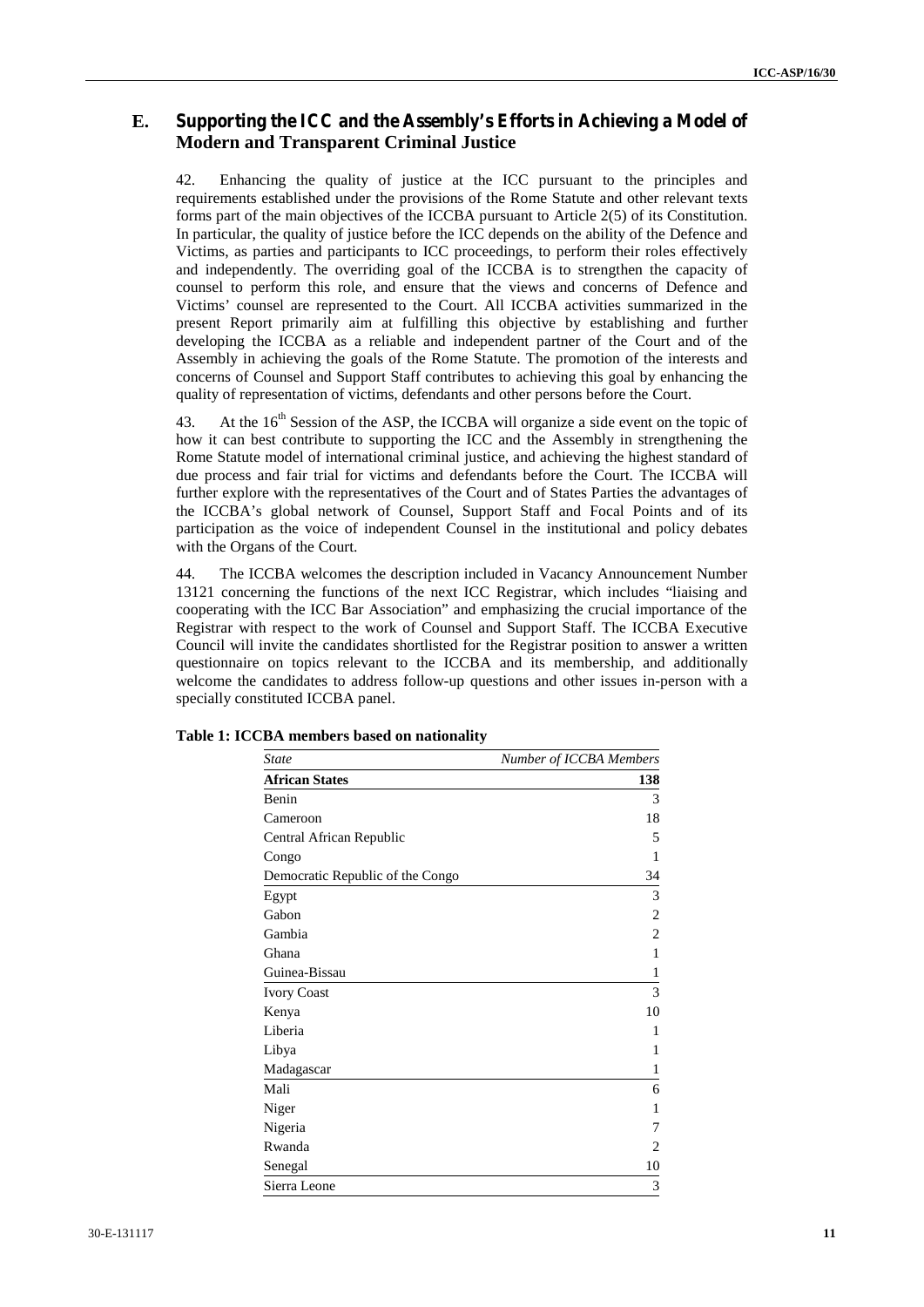## E. Supporting the ICC and the Assembly's Efforts in Achieving a Model of Modern and Transparent Criminal Justice

42. Enhancing the quality of justice at the ICC pursuant to the principles and requirements established under the provisions of the Rome Statute and other relevant texts forms part of the main objectives of the ICCBA pursuant to Article 2(5) of its Constitution. In particular, the quality of justice before the ICC depends on the ability of the Defence and Victims, as parties and participants to ICC proceedings, to perform their roles effectively and independently. The overriding goal of the ICCBA is to strengthen the capacity of counsel to perform this role, and ensure that the views and concerns of Defence and Victims' counsel are represented to the Court. All ICCBA activities summarized in the present Report primarily aim at fulfilling this objective by establishing and further developing the ICCBA as a reliable and independent partner of the Court and of the Assembly in achieving the goals of the Rome Statute. The promotion of the interests and concerns of Counsel and Support Staff contributes to achieving this goal by enhancing the quality of representation of victims, defendants and other persons before the Court.

43. At the 16th Session of the ASP, the ICCBA will organize a side event on the topic of how it can best contribute to supporting the ICC and the Assembly in strengthening the Rome Statute model of international criminal justice, and achieving the highest standard of due process and fair trial for victims and defendants before the Court. The ICCBA will further explore with the representatives of the Court and of States Parties the advantages of the ICCBA's global network of Counsel, Support Staff and Focal Points and of its participation as the voice of independent Counsel in the institutional and policy debates with the Organs of the Court.

44. The ICCBA welcomes the description included in Vacancy Announcement Number 13121 concerning the functions of the next ICC Registrar, which includes "liaising and cooperating with the ICC Bar Association" and emphasizing the crucial importance of the Registrar with respect to the work of Counsel and Support Staff. The ICCBA Executive Council will invite the candidates shortlisted for the Registrar position to answer a written questionnaire on topics relevant to the ICCBA and its membership, and additionally welcome the candidates to address follow-up questions and other issues in-person with a specially constituted ICCBA panel.

**Table 1: ICCBA members based on nationality**

| *State* | *Number of ICCBA Members* |
|---|---|
| **African States** | **138** |
| Benin | 3 |
| Cameroon | 18 |
| Central African Republic | 5 |
| Congo | 1 |
| Democratic Republic of the Congo | 34 |
| Egypt | 3 |
| Gabon | 2 |
| Gambia | 2 |
| Ghana | 1 |
| Guinea-Bissau | 1 |
| Ivory Coast | 3 |
| Kenya | 10 |
| Liberia | 1 |
| Libya | 1 |
| Madagascar | 1 |
| Mali | 6 |
| Niger | 1 |
| Nigeria | 7 |
| Rwanda | 2 |
| Senegal | 10 |
| Sierra Leone | 3 |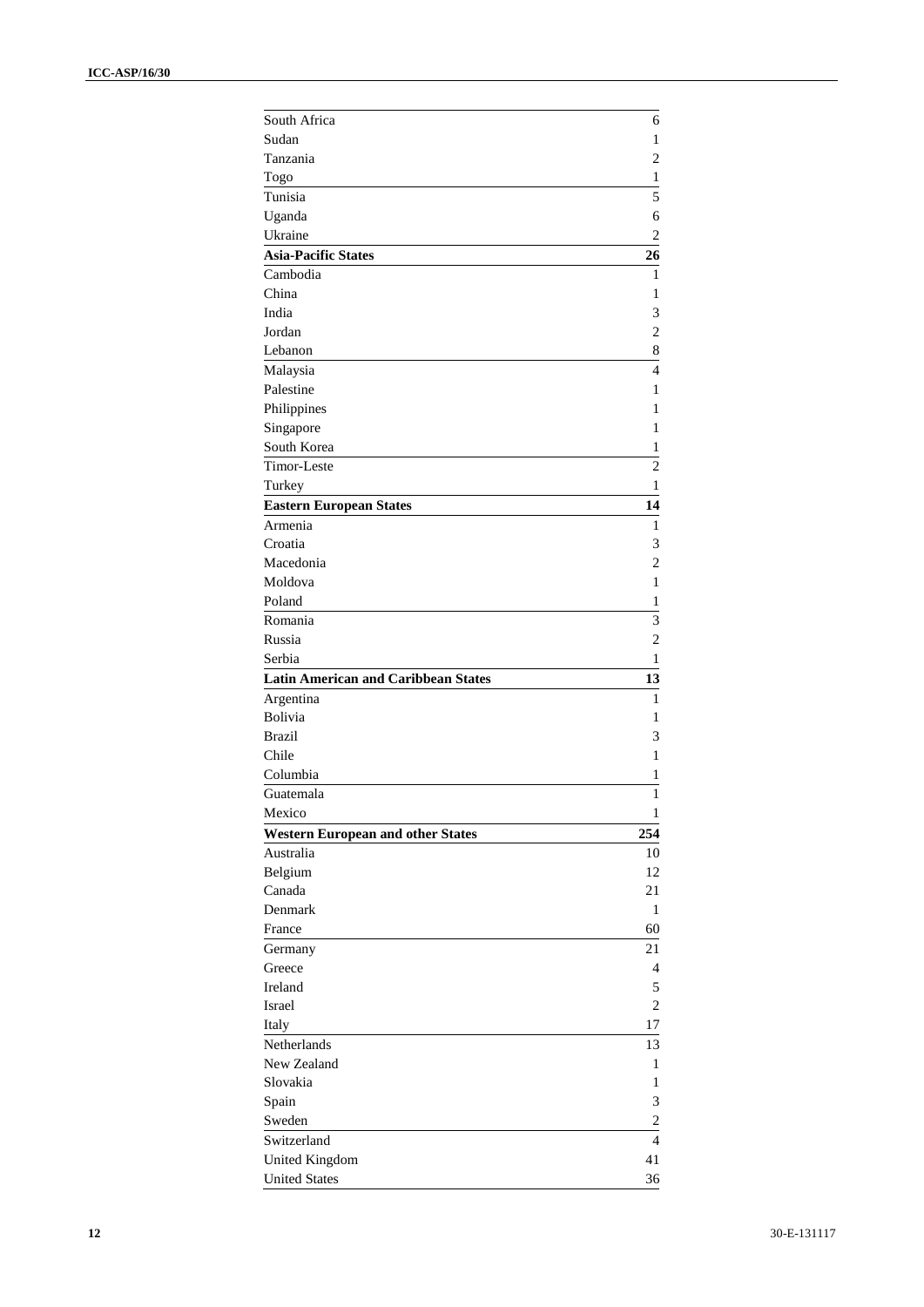| | |
|---|---|
| South Africa | 6 |
| Sudan | 1 |
| Tanzania | 2 |
| Togo | 1 |
| Tunisia | 5 |
| Uganda | 6 |
| Ukraine | 2 |
| **Asia-Pacific States** | **26** |
| Cambodia | 1 |
| China | 1 |
| India | 3 |
| Jordan | 2 |
| Lebanon | 8 |
| Malaysia | 4 |
| Palestine | 1 |
| Philippines | 1 |
| Singapore | 1 |
| South Korea | 1 |
| Timor-Leste | 2 |
| Turkey | 1 |
| **Eastern European States** | **14** |
| Armenia | 1 |
| Croatia | 3 |
| Macedonia | 2 |
| Moldova | 1 |
| Poland | 1 |
| Romania | 3 |
| Russia | 2 |
| Serbia | 1 |
| **Latin American and Caribbean States** | **13** |
| Argentina | 1 |
| Bolivia | 1 |
| Brazil | 3 |
| Chile | 1 |
| Columbia | 1 |
| Guatemala | 1 |
| Mexico | 1 |
| **Western European and other States** | **254** |
| Australia | 10 |
| Belgium | 12 |
| Canada | 21 |
| Denmark | 1 |
| France | 60 |
| Germany | 21 |
| Greece | 4 |
| Ireland | 5 |
| Israel | 2 |
| Italy | 17 |
| Netherlands | 13 |
| New Zealand | 1 |
| Slovakia | 1 |
| Spain | 3 |
| Sweden | 2 |
| Switzerland | 4 |
| United Kingdom | 41 |
| United States | 36 |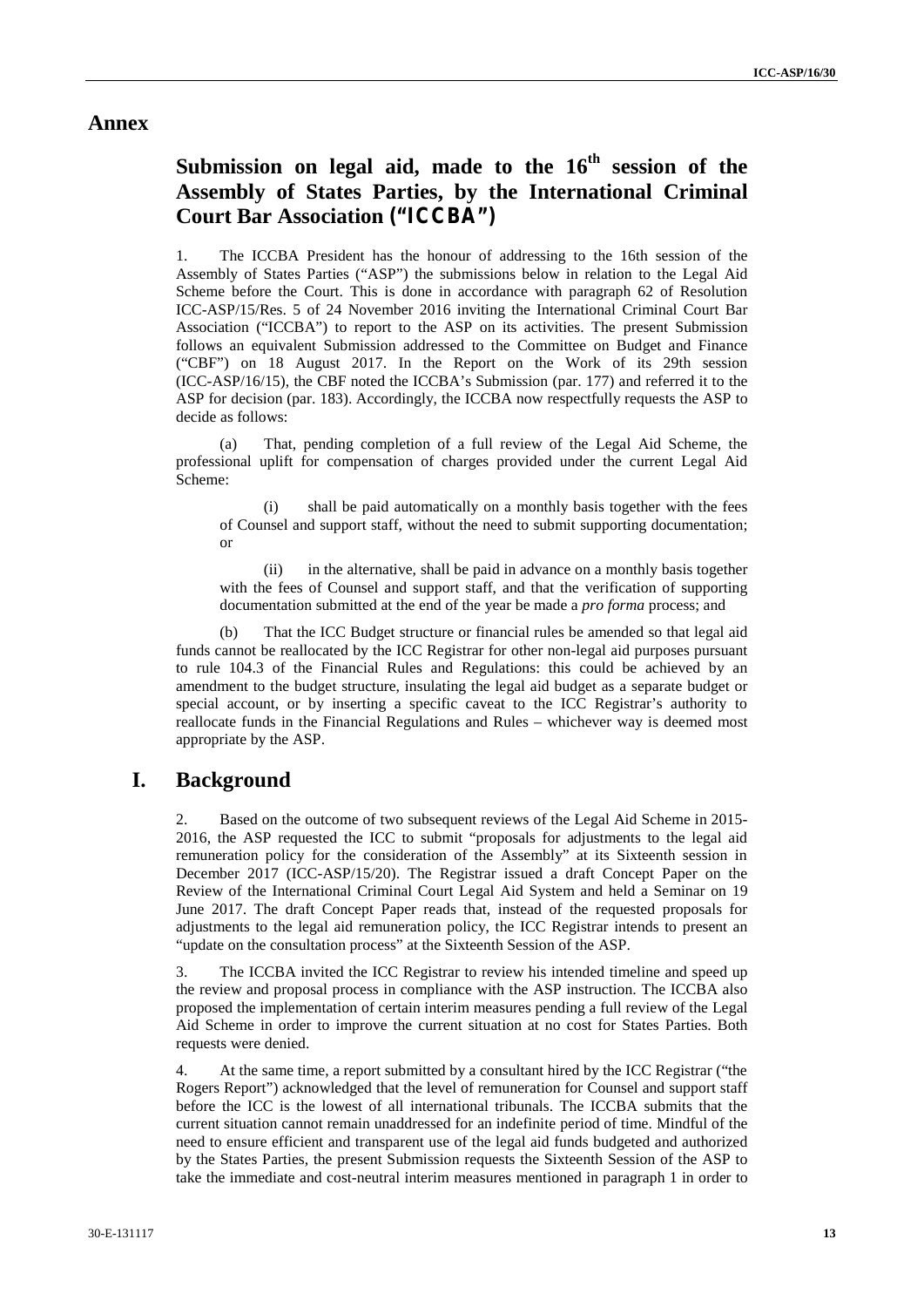# Annex

## Submission on legal aid, made to the 16th session of the Assembly of States Parties, by the International Criminal Court Bar Association ("ICCBA")

1. The ICCBA President has the honour of addressing to the 16th session of the Assembly of States Parties ("ASP") the submissions below in relation to the Legal Aid Scheme before the Court. This is done in accordance with paragraph 62 of Resolution ICC-ASP/15/Res. 5 of 24 November 2016 inviting the International Criminal Court Bar Association ("ICCBA") to report to the ASP on its activities. The present Submission follows an equivalent Submission addressed to the Committee on Budget and Finance ("CBF") on 18 August 2017. In the Report on the Work of its 29th session (ICC-ASP/16/15), the CBF noted the ICCBA's Submission (par. 177) and referred it to the ASP for decision (par. 183). Accordingly, the ICCBA now respectfully requests the ASP to decide as follows:

(a) That, pending completion of a full review of the Legal Aid Scheme, the professional uplift for compensation of charges provided under the current Legal Aid Scheme:

(i) shall be paid automatically on a monthly basis together with the fees of Counsel and support staff, without the need to submit supporting documentation; or

(ii) in the alternative, shall be paid in advance on a monthly basis together with the fees of Counsel and support staff, and that the verification of supporting documentation submitted at the end of the year be made a *pro forma* process; and

(b) That the ICC Budget structure or financial rules be amended so that legal aid funds cannot be reallocated by the ICC Registrar for other non-legal aid purposes pursuant to rule 104.3 of the Financial Rules and Regulations: this could be achieved by an amendment to the budget structure, insulating the legal aid budget as a separate budget or special account, or by inserting a specific caveat to the ICC Registrar's authority to reallocate funds in the Financial Regulations and Rules – whichever way is deemed most appropriate by the ASP.

## I. Background

2. Based on the outcome of two subsequent reviews of the Legal Aid Scheme in 2015-2016, the ASP requested the ICC to submit "proposals for adjustments to the legal aid remuneration policy for the consideration of the Assembly" at its Sixteenth session in December 2017 (ICC-ASP/15/20). The Registrar issued a draft Concept Paper on the Review of the International Criminal Court Legal Aid System and held a Seminar on 19 June 2017. The draft Concept Paper reads that, instead of the requested proposals for adjustments to the legal aid remuneration policy, the ICC Registrar intends to present an "update on the consultation process" at the Sixteenth Session of the ASP.

3. The ICCBA invited the ICC Registrar to review his intended timeline and speed up the review and proposal process in compliance with the ASP instruction. The ICCBA also proposed the implementation of certain interim measures pending a full review of the Legal Aid Scheme in order to improve the current situation at no cost for States Parties. Both requests were denied.

4. At the same time, a report submitted by a consultant hired by the ICC Registrar ("the Rogers Report") acknowledged that the level of remuneration for Counsel and support staff before the ICC is the lowest of all international tribunals. The ICCBA submits that the current situation cannot remain unaddressed for an indefinite period of time. Mindful of the need to ensure efficient and transparent use of the legal aid funds budgeted and authorized by the States Parties, the present Submission requests the Sixteenth Session of the ASP to take the immediate and cost-neutral interim measures mentioned in paragraph 1 in order to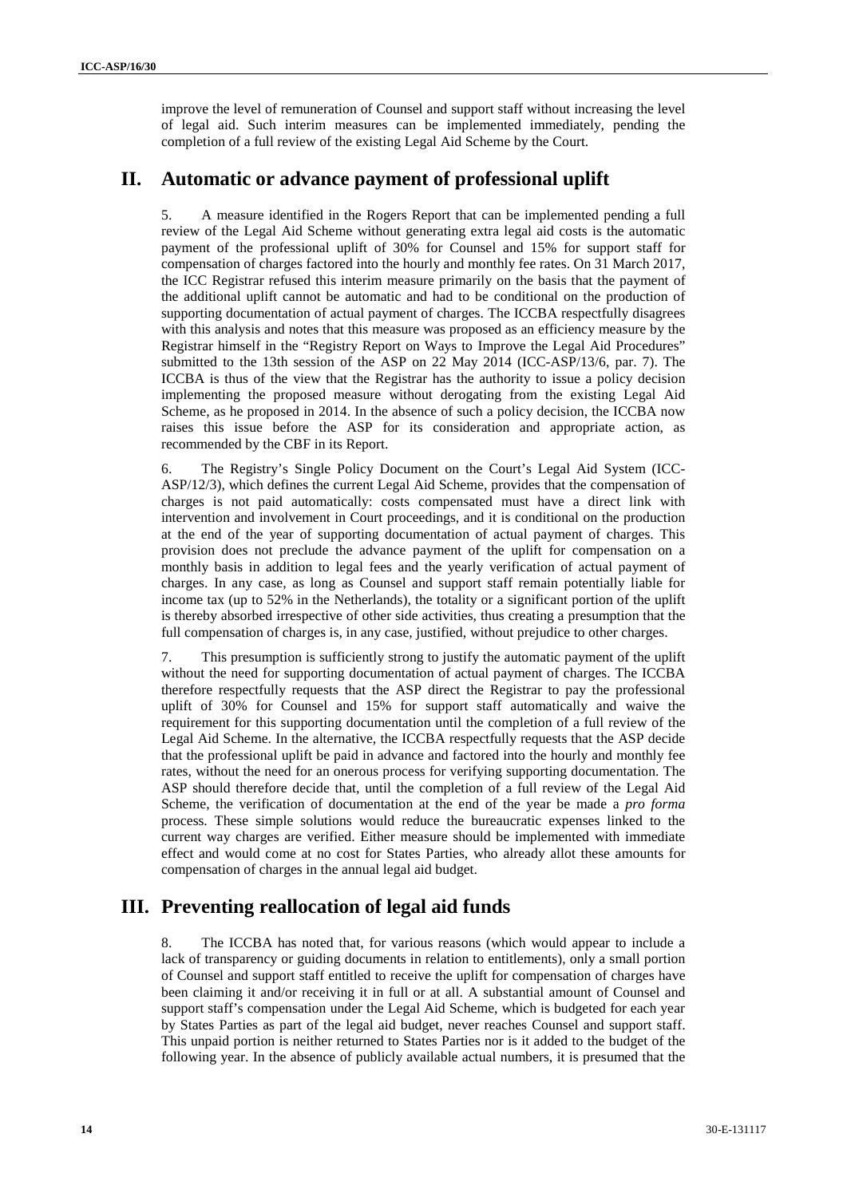improve the level of remuneration of Counsel and support staff without increasing the level of legal aid. Such interim measures can be implemented immediately, pending the completion of a full review of the existing Legal Aid Scheme by the Court.

# II. Automatic or advance payment of professional uplift

5. A measure identified in the Rogers Report that can be implemented pending a full review of the Legal Aid Scheme without generating extra legal aid costs is the automatic payment of the professional uplift of 30% for Counsel and 15% for support staff for compensation of charges factored into the hourly and monthly fee rates. On 31 March 2017, the ICC Registrar refused this interim measure primarily on the basis that the payment of the additional uplift cannot be automatic and had to be conditional on the production of supporting documentation of actual payment of charges. The ICCBA respectfully disagrees with this analysis and notes that this measure was proposed as an efficiency measure by the Registrar himself in the "Registry Report on Ways to Improve the Legal Aid Procedures" submitted to the 13th session of the ASP on 22 May 2014 (ICC-ASP/13/6, par. 7). The ICCBA is thus of the view that the Registrar has the authority to issue a policy decision implementing the proposed measure without derogating from the existing Legal Aid Scheme, as he proposed in 2014. In the absence of such a policy decision, the ICCBA now raises this issue before the ASP for its consideration and appropriate action, as recommended by the CBF in its Report.

6. The Registry's Single Policy Document on the Court's Legal Aid System (ICC-ASP/12/3), which defines the current Legal Aid Scheme, provides that the compensation of charges is not paid automatically: costs compensated must have a direct link with intervention and involvement in Court proceedings, and it is conditional on the production at the end of the year of supporting documentation of actual payment of charges. This provision does not preclude the advance payment of the uplift for compensation on a monthly basis in addition to legal fees and the yearly verification of actual payment of charges. In any case, as long as Counsel and support staff remain potentially liable for income tax (up to 52% in the Netherlands), the totality or a significant portion of the uplift is thereby absorbed irrespective of other side activities, thus creating a presumption that the full compensation of charges is, in any case, justified, without prejudice to other charges.

7. This presumption is sufficiently strong to justify the automatic payment of the uplift without the need for supporting documentation of actual payment of charges. The ICCBA therefore respectfully requests that the ASP direct the Registrar to pay the professional uplift of 30% for Counsel and 15% for support staff automatically and waive the requirement for this supporting documentation until the completion of a full review of the Legal Aid Scheme. In the alternative, the ICCBA respectfully requests that the ASP decide that the professional uplift be paid in advance and factored into the hourly and monthly fee rates, without the need for an onerous process for verifying supporting documentation. The ASP should therefore decide that, until the completion of a full review of the Legal Aid Scheme, the verification of documentation at the end of the year be made a *pro forma* process. These simple solutions would reduce the bureaucratic expenses linked to the current way charges are verified. Either measure should be implemented with immediate effect and would come at no cost for States Parties, who already allot these amounts for compensation of charges in the annual legal aid budget.

# III. Preventing reallocation of legal aid funds

8. The ICCBA has noted that, for various reasons (which would appear to include a lack of transparency or guiding documents in relation to entitlements), only a small portion of Counsel and support staff entitled to receive the uplift for compensation of charges have been claiming it and/or receiving it in full or at all. A substantial amount of Counsel and support staff's compensation under the Legal Aid Scheme, which is budgeted for each year by States Parties as part of the legal aid budget, never reaches Counsel and support staff. This unpaid portion is neither returned to States Parties nor is it added to the budget of the following year. In the absence of publicly available actual numbers, it is presumed that the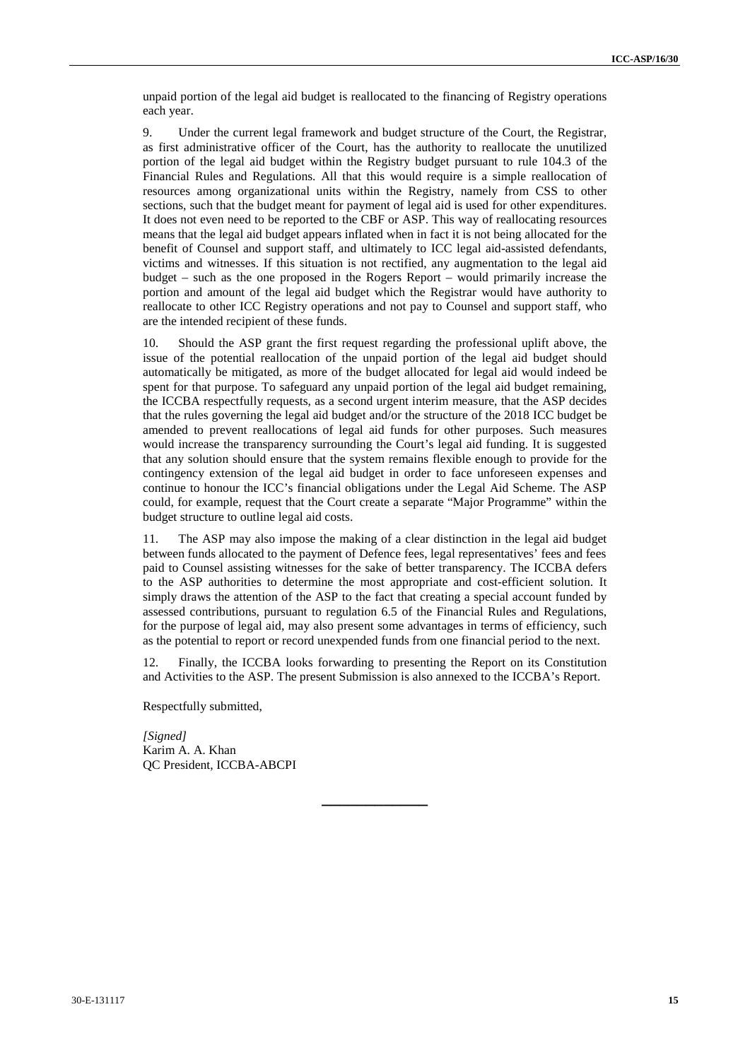unpaid portion of the legal aid budget is reallocated to the financing of Registry operations each year.

9. Under the current legal framework and budget structure of the Court, the Registrar, as first administrative officer of the Court, has the authority to reallocate the unutilized portion of the legal aid budget within the Registry budget pursuant to rule 104.3 of the Financial Rules and Regulations. All that this would require is a simple reallocation of resources among organizational units within the Registry, namely from CSS to other sections, such that the budget meant for payment of legal aid is used for other expenditures. It does not even need to be reported to the CBF or ASP. This way of reallocating resources means that the legal aid budget appears inflated when in fact it is not being allocated for the benefit of Counsel and support staff, and ultimately to ICC legal aid-assisted defendants, victims and witnesses. If this situation is not rectified, any augmentation to the legal aid budget – such as the one proposed in the Rogers Report – would primarily increase the portion and amount of the legal aid budget which the Registrar would have authority to reallocate to other ICC Registry operations and not pay to Counsel and support staff, who are the intended recipient of these funds.

10. Should the ASP grant the first request regarding the professional uplift above, the issue of the potential reallocation of the unpaid portion of the legal aid budget should automatically be mitigated, as more of the budget allocated for legal aid would indeed be spent for that purpose. To safeguard any unpaid portion of the legal aid budget remaining, the ICCBA respectfully requests, as a second urgent interim measure, that the ASP decides that the rules governing the legal aid budget and/or the structure of the 2018 ICC budget be amended to prevent reallocations of legal aid funds for other purposes. Such measures would increase the transparency surrounding the Court's legal aid funding. It is suggested that any solution should ensure that the system remains flexible enough to provide for the contingency extension of the legal aid budget in order to face unforeseen expenses and continue to honour the ICC's financial obligations under the Legal Aid Scheme. The ASP could, for example, request that the Court create a separate "Major Programme" within the budget structure to outline legal aid costs.

11. The ASP may also impose the making of a clear distinction in the legal aid budget between funds allocated to the payment of Defence fees, legal representatives' fees and fees paid to Counsel assisting witnesses for the sake of better transparency. The ICCBA defers to the ASP authorities to determine the most appropriate and cost-efficient solution. It simply draws the attention of the ASP to the fact that creating a special account funded by assessed contributions, pursuant to regulation 6.5 of the Financial Rules and Regulations, for the purpose of legal aid, may also present some advantages in terms of efficiency, such as the potential to report or record unexpended funds from one financial period to the next.

12. Finally, the ICCBA looks forwarding to presenting the Report on its Constitution and Activities to the ASP. The present Submission is also annexed to the ICCBA's Report.

Respectfully submitted,

*[Signed]*
Karim A. A. Khan
QC President, ICCBA-ABCPI